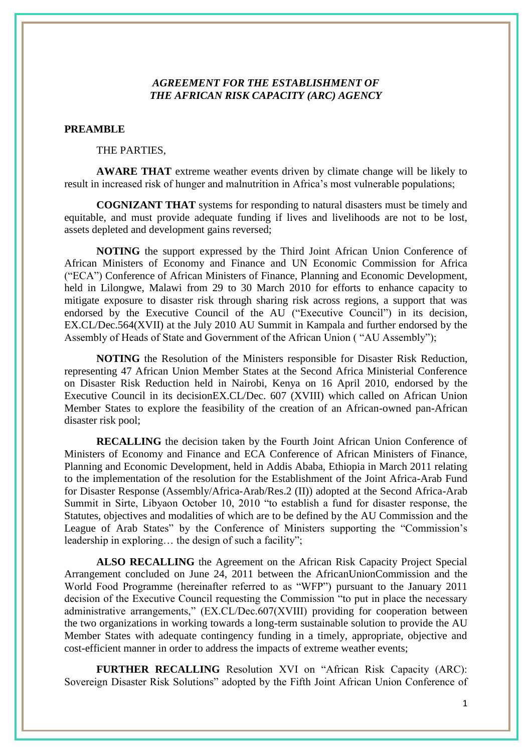***AGREEMENT FOR THE ESTABLISHMENT OF THE AFRICAN RISK CAPACITY (ARC) AGENCY***

**PREAMBLE**

THE PARTIES,

**AWARE THAT** extreme weather events driven by climate change will be likely to result in increased risk of hunger and malnutrition in Africa's most vulnerable populations;

**COGNIZANT THAT** systems for responding to natural disasters must be timely and equitable, and must provide adequate funding if lives and livelihoods are not to be lost, assets depleted and development gains reversed;

**NOTING** the support expressed by the Third Joint African Union Conference of African Ministers of Economy and Finance and UN Economic Commission for Africa ("ECA") Conference of African Ministers of Finance, Planning and Economic Development, held in Lilongwe, Malawi from 29 to 30 March 2010 for efforts to enhance capacity to mitigate exposure to disaster risk through sharing risk across regions, a support that was endorsed by the Executive Council of the AU ("Executive Council") in its decision, EX.CL/Dec.564(XVII) at the July 2010 AU Summit in Kampala and further endorsed by the Assembly of Heads of State and Government of the African Union ( "AU Assembly");

**NOTING** the Resolution of the Ministers responsible for Disaster Risk Reduction, representing 47 African Union Member States at the Second Africa Ministerial Conference on Disaster Risk Reduction held in Nairobi, Kenya on 16 April 2010, endorsed by the Executive Council in its decisionEX.CL/Dec. 607 (XVIII) which called on African Union Member States to explore the feasibility of the creation of an African-owned pan-African disaster risk pool;

**RECALLING** the decision taken by the Fourth Joint African Union Conference of Ministers of Economy and Finance and ECA Conference of African Ministers of Finance, Planning and Economic Development, held in Addis Ababa, Ethiopia in March 2011 relating to the implementation of the resolution for the Establishment of the Joint Africa-Arab Fund for Disaster Response (Assembly/Africa-Arab/Res.2 (II)) adopted at the Second Africa-Arab Summit in Sirte, Libyaon October 10, 2010 "to establish a fund for disaster response, the Statutes, objectives and modalities of which are to be defined by the AU Commission and the League of Arab States" by the Conference of Ministers supporting the "Commission's leadership in exploring… the design of such a facility";

**ALSO RECALLING** the Agreement on the African Risk Capacity Project Special Arrangement concluded on June 24, 2011 between the AfricanUnionCommission and the World Food Programme (hereinafter referred to as "WFP") pursuant to the January 2011 decision of the Executive Council requesting the Commission "to put in place the necessary administrative arrangements," (EX.CL/Dec.607(XVIII) providing for cooperation between the two organizations in working towards a long-term sustainable solution to provide the AU Member States with adequate contingency funding in a timely, appropriate, objective and cost-efficient manner in order to address the impacts of extreme weather events;

**FURTHER RECALLING** Resolution XVI on "African Risk Capacity (ARC): Sovereign Disaster Risk Solutions" adopted by the Fifth Joint African Union Conference of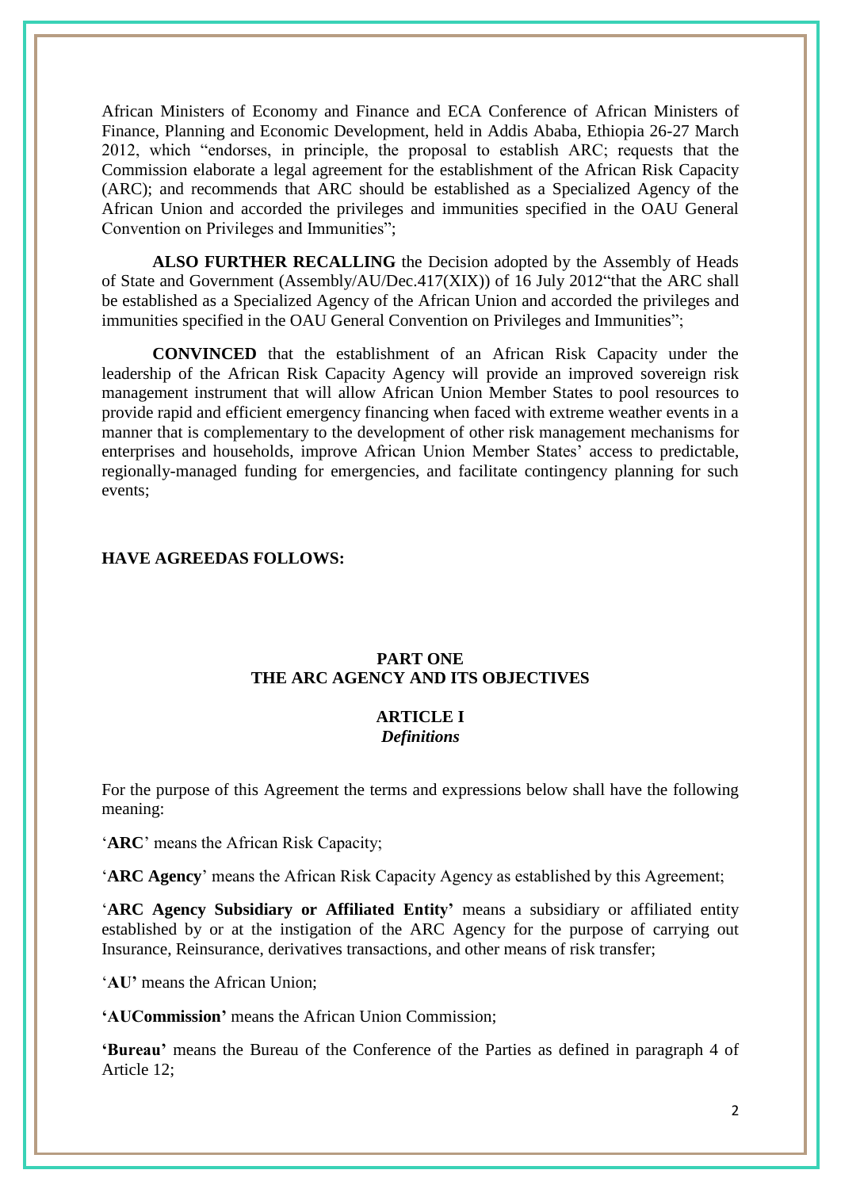African Ministers of Economy and Finance and ECA Conference of African Ministers of Finance, Planning and Economic Development, held in Addis Ababa, Ethiopia 26-27 March 2012, which "endorses, in principle, the proposal to establish ARC; requests that the Commission elaborate a legal agreement for the establishment of the African Risk Capacity (ARC); and recommends that ARC should be established as a Specialized Agency of the African Union and accorded the privileges and immunities specified in the OAU General Convention on Privileges and Immunities";

**ALSO FURTHER RECALLING** the Decision adopted by the Assembly of Heads of State and Government (Assembly/AU/Dec.417(XIX)) of 16 July 2012"that the ARC shall be established as a Specialized Agency of the African Union and accorded the privileges and immunities specified in the OAU General Convention on Privileges and Immunities";

**CONVINCED** that the establishment of an African Risk Capacity under the leadership of the African Risk Capacity Agency will provide an improved sovereign risk management instrument that will allow African Union Member States to pool resources to provide rapid and efficient emergency financing when faced with extreme weather events in a manner that is complementary to the development of other risk management mechanisms for enterprises and households, improve African Union Member States' access to predictable, regionally-managed funding for emergencies, and facilitate contingency planning for such events;

**HAVE AGREEDAS FOLLOWS:**

## PART ONE
## THE ARC AGENCY AND ITS OBJECTIVES

### ARTICLE I
### *Definitions*

For the purpose of this Agreement the terms and expressions below shall have the following meaning:

'**ARC**' means the African Risk Capacity;

'**ARC Agency**' means the African Risk Capacity Agency as established by this Agreement;

'**ARC Agency Subsidiary or Affiliated Entity'** means a subsidiary or affiliated entity established by or at the instigation of the ARC Agency for the purpose of carrying out Insurance, Reinsurance, derivatives transactions, and other means of risk transfer;

'**AU'** means the African Union;

**'AUCommission'** means the African Union Commission;

**'Bureau'** means the Bureau of the Conference of the Parties as defined in paragraph 4 of Article 12;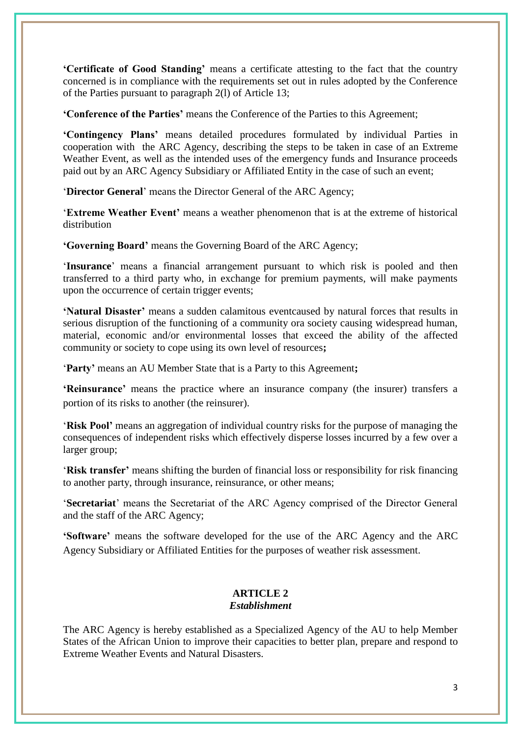**'Certificate of Good Standing'** means a certificate attesting to the fact that the country concerned is in compliance with the requirements set out in rules adopted by the Conference of the Parties pursuant to paragraph 2(l) of Article 13;

**'Conference of the Parties'** means the Conference of the Parties to this Agreement;

**'Contingency Plans'** means detailed procedures formulated by individual Parties in cooperation with the ARC Agency, describing the steps to be taken in case of an Extreme Weather Event, as well as the intended uses of the emergency funds and Insurance proceeds paid out by an ARC Agency Subsidiary or Affiliated Entity in the case of such an event;

'**Director General**' means the Director General of the ARC Agency;

'**Extreme Weather Event'** means a weather phenomenon that is at the extreme of historical distribution

**'Governing Board'** means the Governing Board of the ARC Agency;

'**Insurance**' means a financial arrangement pursuant to which risk is pooled and then transferred to a third party who, in exchange for premium payments, will make payments upon the occurrence of certain trigger events;

**'Natural Disaster'** means a sudden calamitous eventcaused by natural forces that results in serious disruption of the functioning of a community ora society causing widespread human, material, economic and/or environmental losses that exceed the ability of the affected community or society to cope using its own level of resources**;**

'**Party'** means an AU Member State that is a Party to this Agreement**;**

**'Reinsurance'** means the practice where an insurance company (the insurer) transfers a portion of its risks to another (the reinsurer).

'**Risk Pool'** means an aggregation of individual country risks for the purpose of managing the consequences of independent risks which effectively disperse losses incurred by a few over a larger group;

'**Risk transfer'** means shifting the burden of financial loss or responsibility for risk financing to another party, through insurance, reinsurance, or other means;

'**Secretariat**' means the Secretariat of the ARC Agency comprised of the Director General and the staff of the ARC Agency;

**'Software'** means the software developed for the use of the ARC Agency and the ARC Agency Subsidiary or Affiliated Entities for the purposes of weather risk assessment.

## ARTICLE 2
### *Establishment*

The ARC Agency is hereby established as a Specialized Agency of the AU to help Member States of the African Union to improve their capacities to better plan, prepare and respond to Extreme Weather Events and Natural Disasters.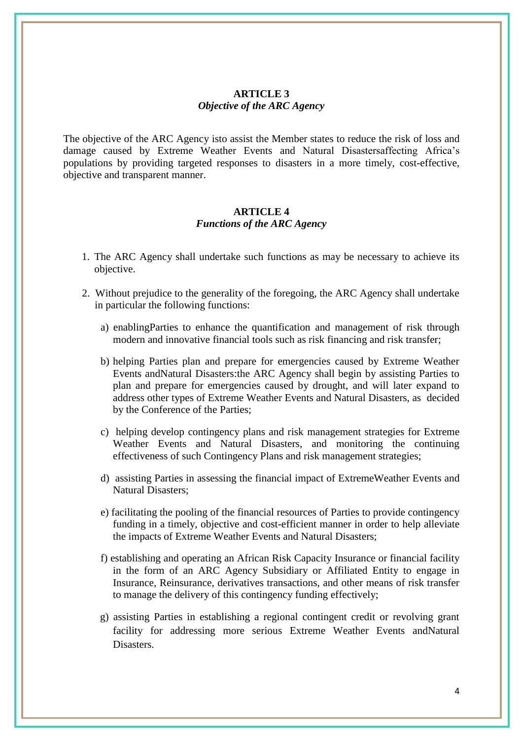**ARTICLE 3**
***Objective of the ARC Agency***

The objective of the ARC Agency isto assist the Member states to reduce the risk of loss and damage caused by Extreme Weather Events and Natural Disastersaffecting Africa's populations by providing targeted responses to disasters in a more timely, cost-effective, objective and transparent manner.

**ARTICLE 4**
***Functions of the ARC Agency***

1. The ARC Agency shall undertake such functions as may be necessary to achieve its objective.

2. Without prejudice to the generality of the foregoing, the ARC Agency shall undertake in particular the following functions:

   a) enablingParties to enhance the quantification and management of risk through modern and innovative financial tools such as risk financing and risk transfer;

   b) helping Parties plan and prepare for emergencies caused by Extreme Weather Events andNatural Disasters:the ARC Agency shall begin by assisting Parties to plan and prepare for emergencies caused by drought, and will later expand to address other types of Extreme Weather Events and Natural Disasters, as decided by the Conference of the Parties;

   c) helping develop contingency plans and risk management strategies for Extreme Weather Events and Natural Disasters, and monitoring the continuing effectiveness of such Contingency Plans and risk management strategies;

   d) assisting Parties in assessing the financial impact of ExtremeWeather Events and Natural Disasters;

   e) facilitating the pooling of the financial resources of Parties to provide contingency funding in a timely, objective and cost-efficient manner in order to help alleviate the impacts of Extreme Weather Events and Natural Disasters;

   f) establishing and operating an African Risk Capacity Insurance or financial facility in the form of an ARC Agency Subsidiary or Affiliated Entity to engage in Insurance, Reinsurance, derivatives transactions, and other means of risk transfer to manage the delivery of this contingency funding effectively;

   g) assisting Parties in establishing a regional contingent credit or revolving grant facility for addressing more serious Extreme Weather Events andNatural Disasters.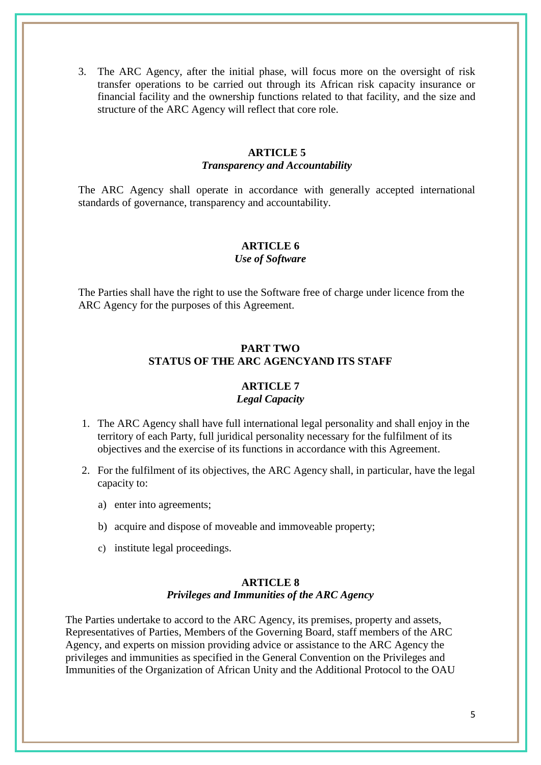3. The ARC Agency, after the initial phase, will focus more on the oversight of risk transfer operations to be carried out through its African risk capacity insurance or financial facility and the ownership functions related to that facility, and the size and structure of the ARC Agency will reflect that core role.

### ARTICLE 5
***Transparency and Accountability***

The ARC Agency shall operate in accordance with generally accepted international standards of governance, transparency and accountability.

### ARTICLE 6
***Use of Software***

The Parties shall have the right to use the Software free of charge under licence from the ARC Agency for the purposes of this Agreement.

## PART TWO
## STATUS OF THE ARC AGENCYAND ITS STAFF

### ARTICLE 7
***Legal Capacity***

1. The ARC Agency shall have full international legal personality and shall enjoy in the territory of each Party, full juridical personality necessary for the fulfilment of its objectives and the exercise of its functions in accordance with this Agreement.
2. For the fulfilment of its objectives, the ARC Agency shall, in particular, have the legal capacity to:
   a) enter into agreements;
   b) acquire and dispose of moveable and immoveable property;
   c) institute legal proceedings.

### ARTICLE 8
***Privileges and Immunities of the ARC Agency***

The Parties undertake to accord to the ARC Agency, its premises, property and assets, Representatives of Parties, Members of the Governing Board, staff members of the ARC Agency, and experts on mission providing advice or assistance to the ARC Agency the privileges and immunities as specified in the General Convention on the Privileges and Immunities of the Organization of African Unity and the Additional Protocol to the OAU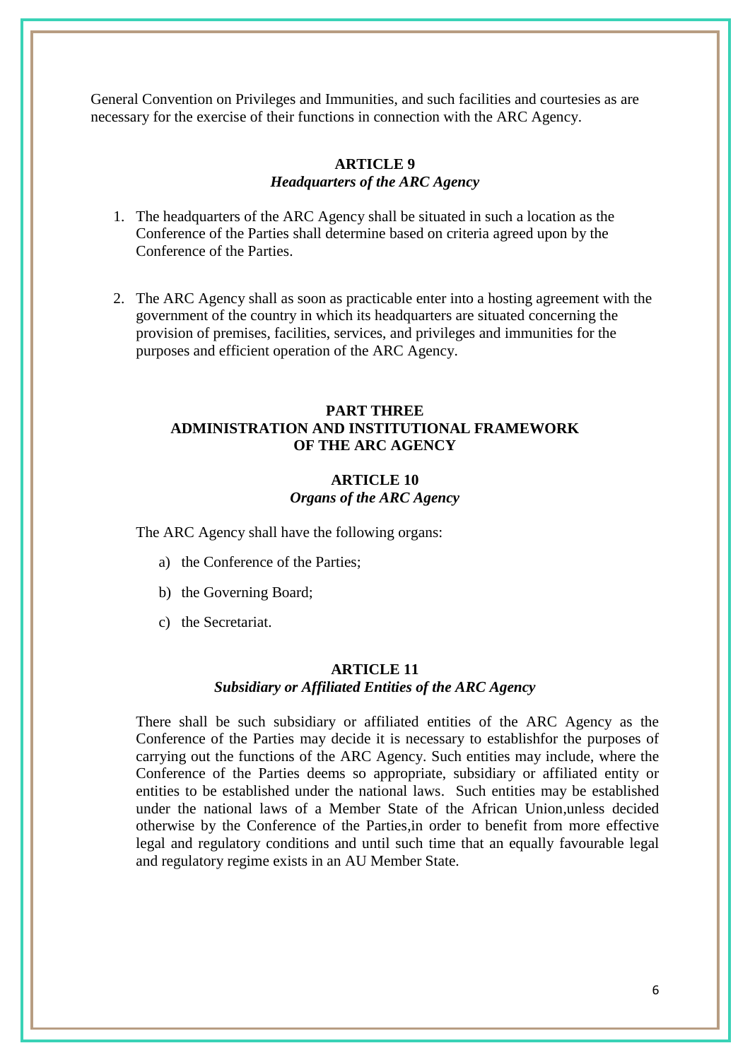General Convention on Privileges and Immunities, and such facilities and courtesies as are necessary for the exercise of their functions in connection with the ARC Agency.

### ARTICLE 9
***Headquarters of the ARC Agency***

1. The headquarters of the ARC Agency shall be situated in such a location as the Conference of the Parties shall determine based on criteria agreed upon by the Conference of the Parties.

2. The ARC Agency shall as soon as practicable enter into a hosting agreement with the government of the country in which its headquarters are situated concerning the provision of premises, facilities, services, and privileges and immunities for the purposes and efficient operation of the ARC Agency.

## PART THREE
## ADMINISTRATION AND INSTITUTIONAL FRAMEWORK OF THE ARC AGENCY

### ARTICLE 10
***Organs of the ARC Agency***

The ARC Agency shall have the following organs:

a) the Conference of the Parties;

b) the Governing Board;

c) the Secretariat.

### ARTICLE 11
***Subsidiary or Affiliated Entities of the ARC Agency***

There shall be such subsidiary or affiliated entities of the ARC Agency as the Conference of the Parties may decide it is necessary to establishfor the purposes of carrying out the functions of the ARC Agency. Such entities may include, where the Conference of the Parties deems so appropriate, subsidiary or affiliated entity or entities to be established under the national laws. Such entities may be established under the national laws of a Member State of the African Union,unless decided otherwise by the Conference of the Parties,in order to benefit from more effective legal and regulatory conditions and until such time that an equally favourable legal and regulatory regime exists in an AU Member State.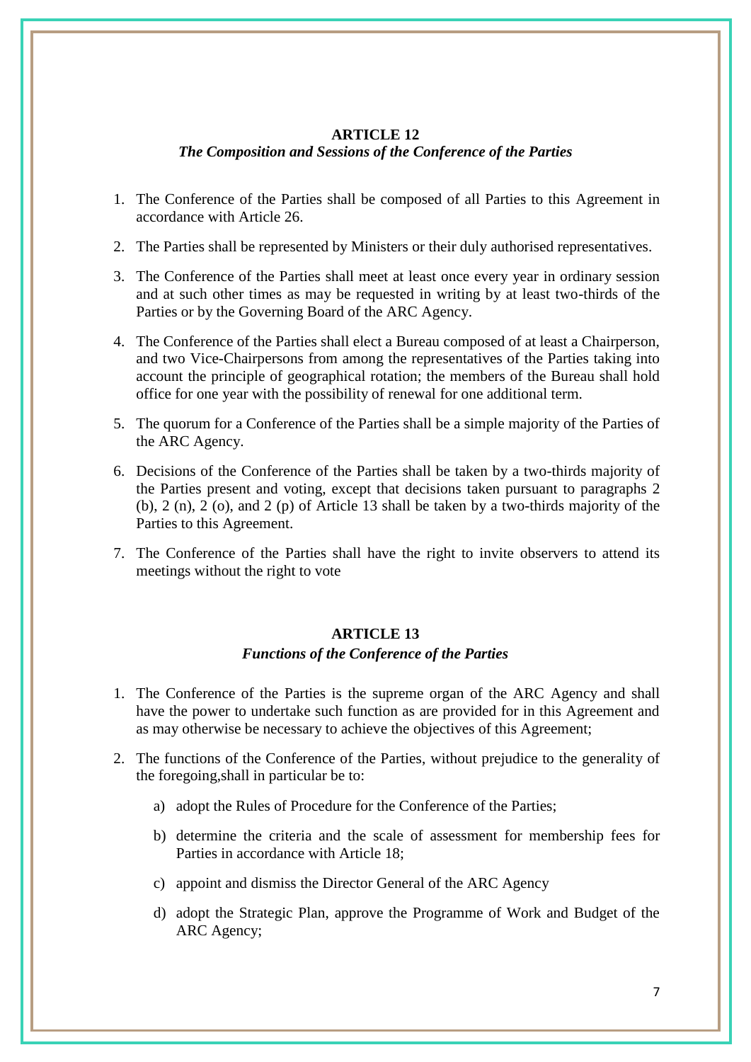**ARTICLE 12**

***The Composition and Sessions of the Conference of the Parties***

1. The Conference of the Parties shall be composed of all Parties to this Agreement in accordance with Article 26.
2. The Parties shall be represented by Ministers or their duly authorised representatives.
3. The Conference of the Parties shall meet at least once every year in ordinary session and at such other times as may be requested in writing by at least two-thirds of the Parties or by the Governing Board of the ARC Agency.
4. The Conference of the Parties shall elect a Bureau composed of at least a Chairperson, and two Vice-Chairpersons from among the representatives of the Parties taking into account the principle of geographical rotation; the members of the Bureau shall hold office for one year with the possibility of renewal for one additional term.
5. The quorum for a Conference of the Parties shall be a simple majority of the Parties of the ARC Agency.
6. Decisions of the Conference of the Parties shall be taken by a two-thirds majority of the Parties present and voting, except that decisions taken pursuant to paragraphs 2 (b), 2 (n), 2 (o), and 2 (p) of Article 13 shall be taken by a two-thirds majority of the Parties to this Agreement.
7. The Conference of the Parties shall have the right to invite observers to attend its meetings without the right to vote

**ARTICLE 13**

***Functions of the Conference of the Parties***

1. The Conference of the Parties is the supreme organ of the ARC Agency and shall have the power to undertake such function as are provided for in this Agreement and as may otherwise be necessary to achieve the objectives of this Agreement;
2. The functions of the Conference of the Parties, without prejudice to the generality of the foregoing,shall in particular be to:
   a) adopt the Rules of Procedure for the Conference of the Parties;
   b) determine the criteria and the scale of assessment for membership fees for Parties in accordance with Article 18;
   c) appoint and dismiss the Director General of the ARC Agency
   d) adopt the Strategic Plan, approve the Programme of Work and Budget of the ARC Agency;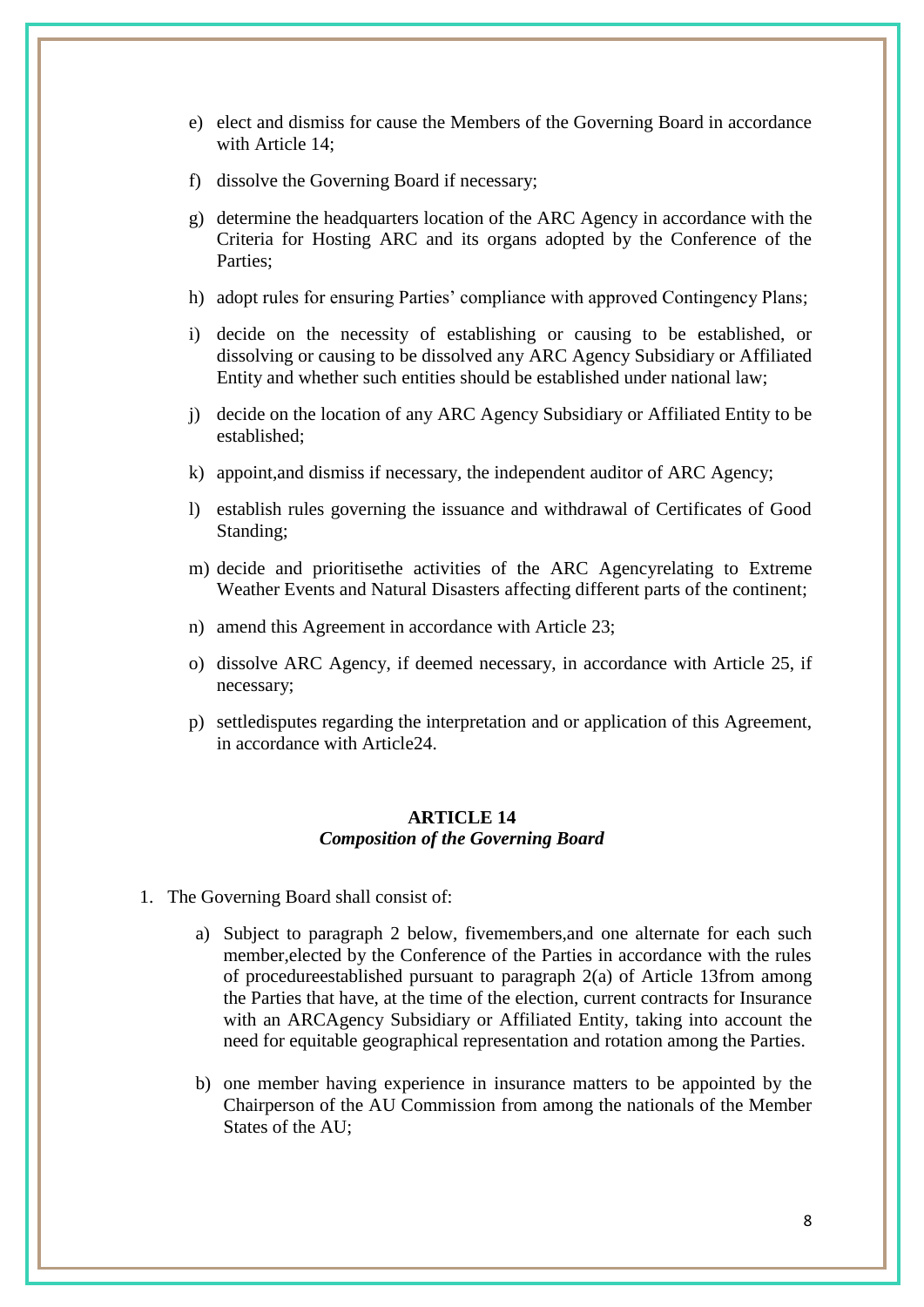e) elect and dismiss for cause the Members of the Governing Board in accordance with Article 14;

f) dissolve the Governing Board if necessary;

g) determine the headquarters location of the ARC Agency in accordance with the Criteria for Hosting ARC and its organs adopted by the Conference of the Parties;

h) adopt rules for ensuring Parties' compliance with approved Contingency Plans;

i) decide on the necessity of establishing or causing to be established, or dissolving or causing to be dissolved any ARC Agency Subsidiary or Affiliated Entity and whether such entities should be established under national law;

j) decide on the location of any ARC Agency Subsidiary or Affiliated Entity to be established;

k) appoint,and dismiss if necessary, the independent auditor of ARC Agency;

l) establish rules governing the issuance and withdrawal of Certificates of Good Standing;

m) decide and prioritisethe activities of the ARC Agencyrelating to Extreme Weather Events and Natural Disasters affecting different parts of the continent;

n) amend this Agreement in accordance with Article 23;

o) dissolve ARC Agency, if deemed necessary, in accordance with Article 25, if necessary;

p) settledisputes regarding the interpretation and or application of this Agreement, in accordance with Article24.

## ARTICLE 14
***Composition of the Governing Board***

1. The Governing Board shall consist of:

   a) Subject to paragraph 2 below, fivemembers,and one alternate for each such member,elected by the Conference of the Parties in accordance with the rules of procedureestablished pursuant to paragraph 2(a) of Article 13from among the Parties that have, at the time of the election, current contracts for Insurance with an ARCAgency Subsidiary or Affiliated Entity, taking into account the need for equitable geographical representation and rotation among the Parties.

   b) one member having experience in insurance matters to be appointed by the Chairperson of the AU Commission from among the nationals of the Member States of the AU;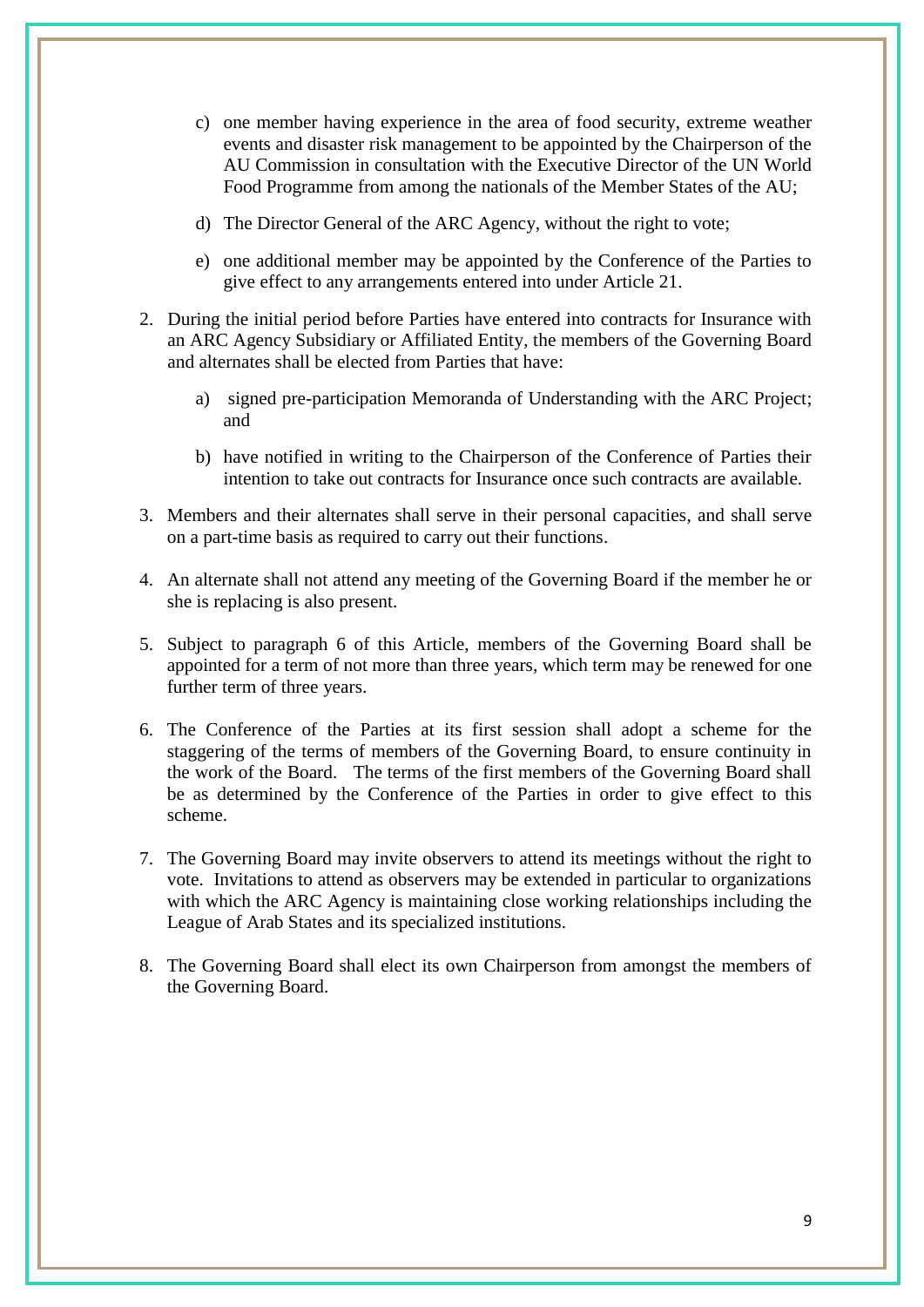c) one member having experience in the area of food security, extreme weather events and disaster risk management to be appointed by the Chairperson of the AU Commission in consultation with the Executive Director of the UN World Food Programme from among the nationals of the Member States of the AU;

d) The Director General of the ARC Agency, without the right to vote;

e) one additional member may be appointed by the Conference of the Parties to give effect to any arrangements entered into under Article 21.

2. During the initial period before Parties have entered into contracts for Insurance with an ARC Agency Subsidiary or Affiliated Entity, the members of the Governing Board and alternates shall be elected from Parties that have:

   a) signed pre-participation Memoranda of Understanding with the ARC Project; and

   b) have notified in writing to the Chairperson of the Conference of Parties their intention to take out contracts for Insurance once such contracts are available.

3. Members and their alternates shall serve in their personal capacities, and shall serve on a part-time basis as required to carry out their functions.

4. An alternate shall not attend any meeting of the Governing Board if the member he or she is replacing is also present.

5. Subject to paragraph 6 of this Article, members of the Governing Board shall be appointed for a term of not more than three years, which term may be renewed for one further term of three years.

6. The Conference of the Parties at its first session shall adopt a scheme for the staggering of the terms of members of the Governing Board, to ensure continuity in the work of the Board. The terms of the first members of the Governing Board shall be as determined by the Conference of the Parties in order to give effect to this scheme.

7. The Governing Board may invite observers to attend its meetings without the right to vote. Invitations to attend as observers may be extended in particular to organizations with which the ARC Agency is maintaining close working relationships including the League of Arab States and its specialized institutions.

8. The Governing Board shall elect its own Chairperson from amongst the members of the Governing Board.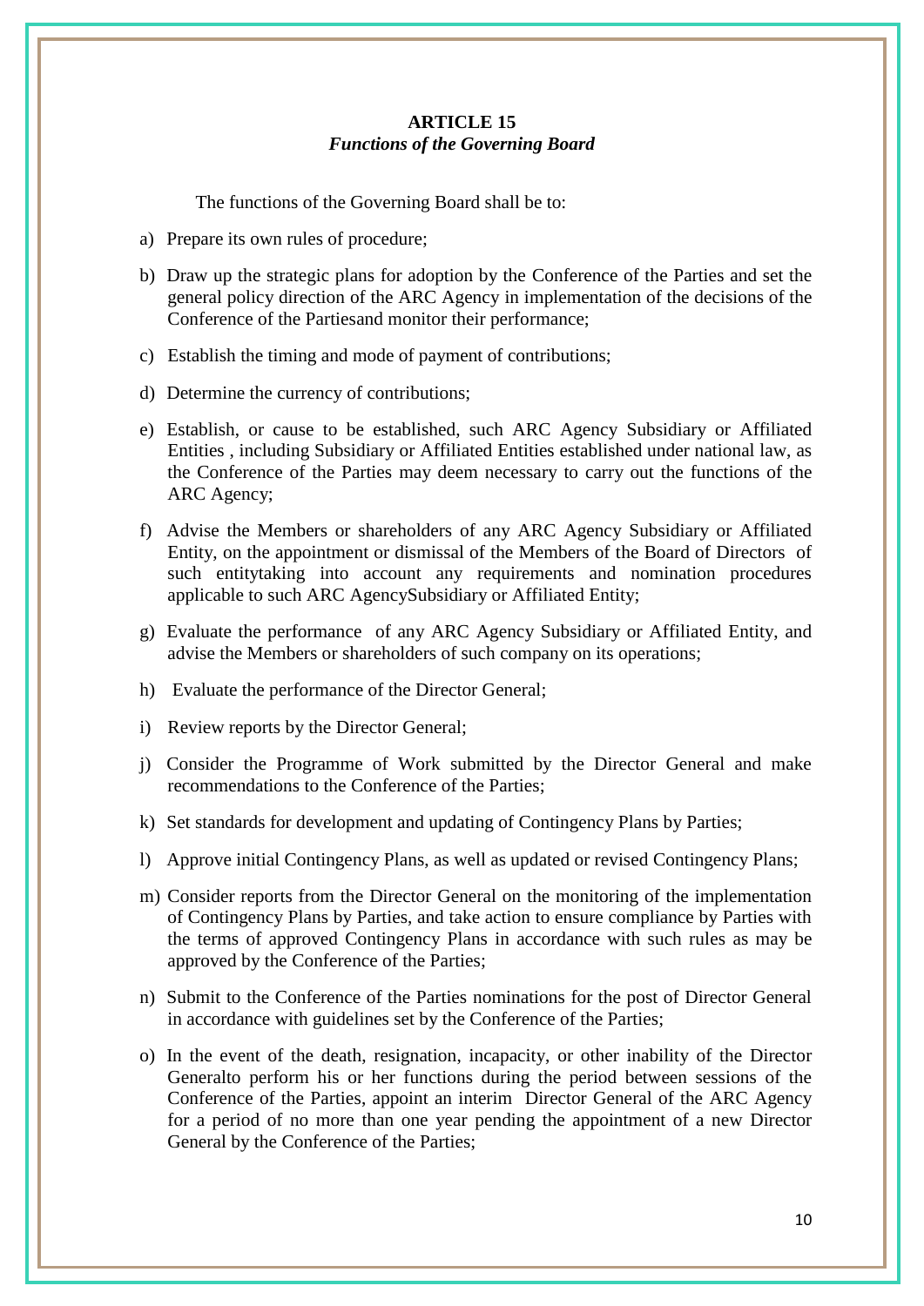**ARTICLE 15**
***Functions of the Governing Board***

The functions of the Governing Board shall be to:

a) Prepare its own rules of procedure;

b) Draw up the strategic plans for adoption by the Conference of the Parties and set the general policy direction of the ARC Agency in implementation of the decisions of the Conference of the Partiesand monitor their performance;

c) Establish the timing and mode of payment of contributions;

d) Determine the currency of contributions;

e) Establish, or cause to be established, such ARC Agency Subsidiary or Affiliated Entities , including Subsidiary or Affiliated Entities established under national law, as the Conference of the Parties may deem necessary to carry out the functions of the ARC Agency;

f) Advise the Members or shareholders of any ARC Agency Subsidiary or Affiliated Entity, on the appointment or dismissal of the Members of the Board of Directors of such entitytaking into account any requirements and nomination procedures applicable to such ARC AgencySubsidiary or Affiliated Entity;

g) Evaluate the performance of any ARC Agency Subsidiary or Affiliated Entity, and advise the Members or shareholders of such company on its operations;

h) Evaluate the performance of the Director General;

i) Review reports by the Director General;

j) Consider the Programme of Work submitted by the Director General and make recommendations to the Conference of the Parties;

k) Set standards for development and updating of Contingency Plans by Parties;

l) Approve initial Contingency Plans, as well as updated or revised Contingency Plans;

m) Consider reports from the Director General on the monitoring of the implementation of Contingency Plans by Parties, and take action to ensure compliance by Parties with the terms of approved Contingency Plans in accordance with such rules as may be approved by the Conference of the Parties;

n) Submit to the Conference of the Parties nominations for the post of Director General in accordance with guidelines set by the Conference of the Parties;

o) In the event of the death, resignation, incapacity, or other inability of the Director Generalto perform his or her functions during the period between sessions of the Conference of the Parties, appoint an interim Director General of the ARC Agency for a period of no more than one year pending the appointment of a new Director General by the Conference of the Parties;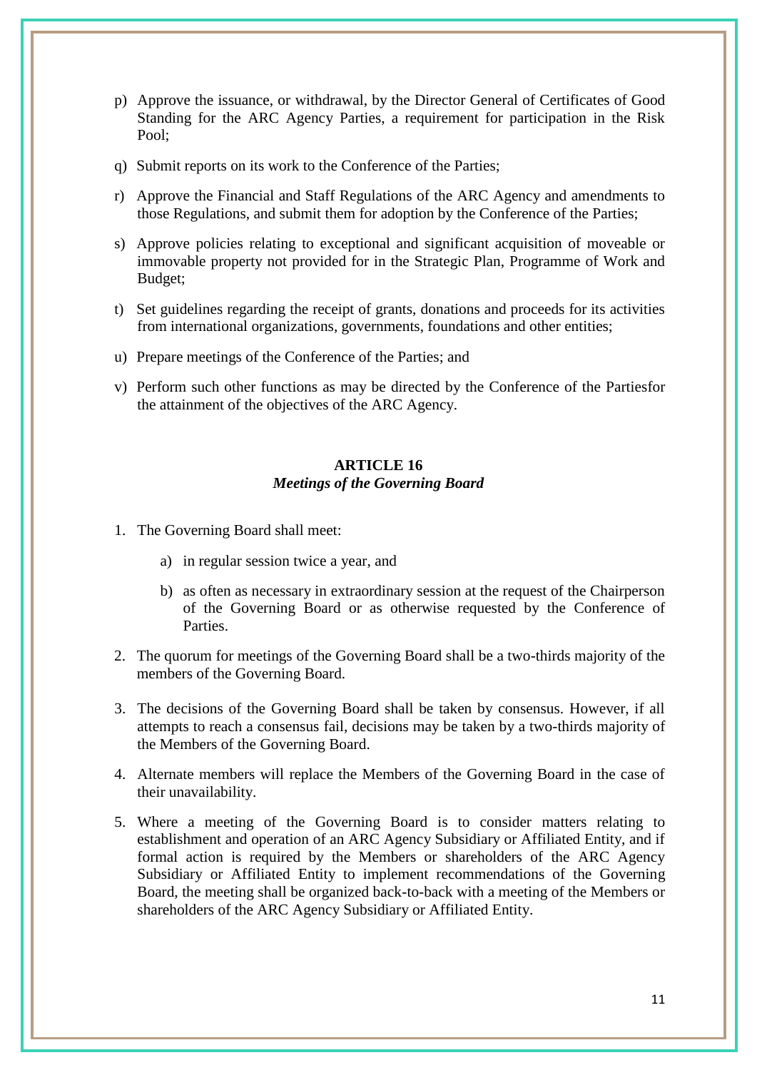p) Approve the issuance, or withdrawal, by the Director General of Certificates of Good Standing for the ARC Agency Parties, a requirement for participation in the Risk Pool;

q) Submit reports on its work to the Conference of the Parties;

r) Approve the Financial and Staff Regulations of the ARC Agency and amendments to those Regulations, and submit them for adoption by the Conference of the Parties;

s) Approve policies relating to exceptional and significant acquisition of moveable or immovable property not provided for in the Strategic Plan, Programme of Work and Budget;

t) Set guidelines regarding the receipt of grants, donations and proceeds for its activities from international organizations, governments, foundations and other entities;

u) Prepare meetings of the Conference of the Parties; and

v) Perform such other functions as may be directed by the Conference of the Partiesfor the attainment of the objectives of the ARC Agency.

## ARTICLE 16
### *Meetings of the Governing Board*

1. The Governing Board shall meet:

    a) in regular session twice a year, and

    b) as often as necessary in extraordinary session at the request of the Chairperson of the Governing Board or as otherwise requested by the Conference of Parties.

2. The quorum for meetings of the Governing Board shall be a two-thirds majority of the members of the Governing Board.

3. The decisions of the Governing Board shall be taken by consensus. However, if all attempts to reach a consensus fail, decisions may be taken by a two-thirds majority of the Members of the Governing Board.

4. Alternate members will replace the Members of the Governing Board in the case of their unavailability.

5. Where a meeting of the Governing Board is to consider matters relating to establishment and operation of an ARC Agency Subsidiary or Affiliated Entity, and if formal action is required by the Members or shareholders of the ARC Agency Subsidiary or Affiliated Entity to implement recommendations of the Governing Board, the meeting shall be organized back-to-back with a meeting of the Members or shareholders of the ARC Agency Subsidiary or Affiliated Entity.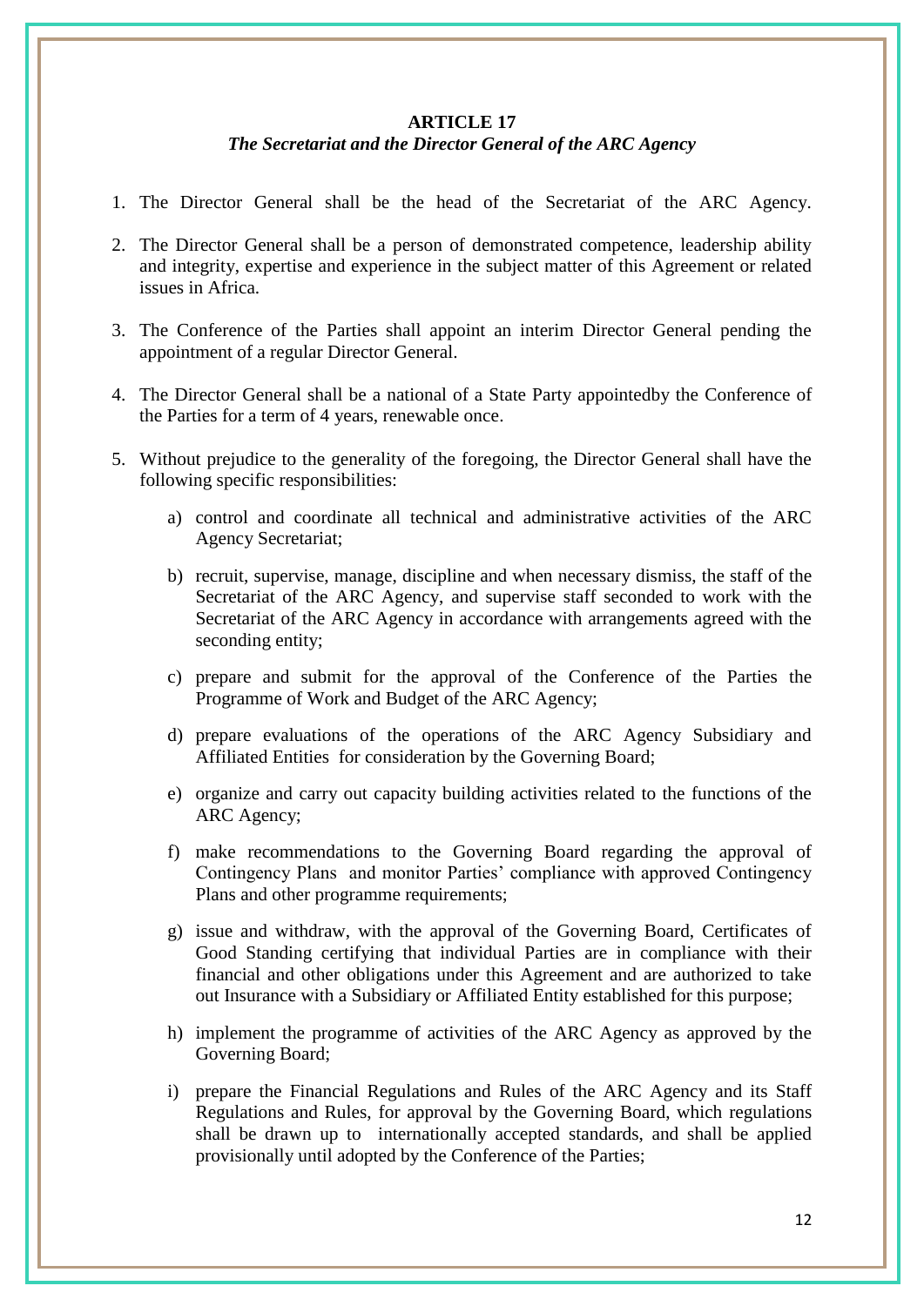## ARTICLE 17

### *The Secretariat and the Director General of the ARC Agency*

1. The Director General shall be the head of the Secretariat of the ARC Agency.

2. The Director General shall be a person of demonstrated competence, leadership ability and integrity, expertise and experience in the subject matter of this Agreement or related issues in Africa.

3. The Conference of the Parties shall appoint an interim Director General pending the appointment of a regular Director General.

4. The Director General shall be a national of a State Party appointedby the Conference of the Parties for a term of 4 years, renewable once.

5. Without prejudice to the generality of the foregoing, the Director General shall have the following specific responsibilities:

   a) control and coordinate all technical and administrative activities of the ARC Agency Secretariat;

   b) recruit, supervise, manage, discipline and when necessary dismiss, the staff of the Secretariat of the ARC Agency, and supervise staff seconded to work with the Secretariat of the ARC Agency in accordance with arrangements agreed with the seconding entity;

   c) prepare and submit for the approval of the Conference of the Parties the Programme of Work and Budget of the ARC Agency;

   d) prepare evaluations of the operations of the ARC Agency Subsidiary and Affiliated Entities for consideration by the Governing Board;

   e) organize and carry out capacity building activities related to the functions of the ARC Agency;

   f) make recommendations to the Governing Board regarding the approval of Contingency Plans and monitor Parties' compliance with approved Contingency Plans and other programme requirements;

   g) issue and withdraw, with the approval of the Governing Board, Certificates of Good Standing certifying that individual Parties are in compliance with their financial and other obligations under this Agreement and are authorized to take out Insurance with a Subsidiary or Affiliated Entity established for this purpose;

   h) implement the programme of activities of the ARC Agency as approved by the Governing Board;

   i) prepare the Financial Regulations and Rules of the ARC Agency and its Staff Regulations and Rules, for approval by the Governing Board, which regulations shall be drawn up to internationally accepted standards, and shall be applied provisionally until adopted by the Conference of the Parties;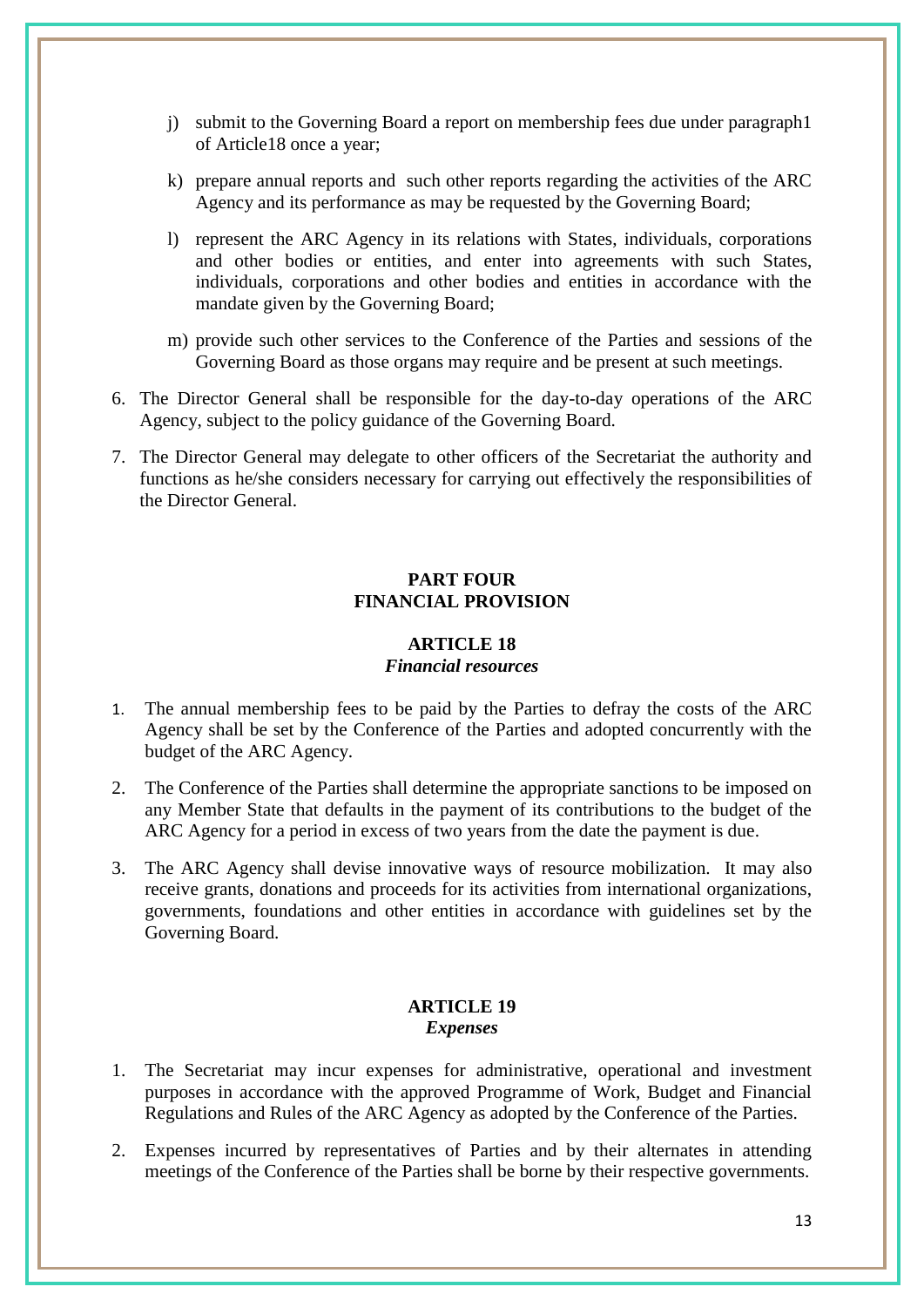j) submit to the Governing Board a report on membership fees due under paragraph1 of Article18 once a year;

k) prepare annual reports and such other reports regarding the activities of the ARC Agency and its performance as may be requested by the Governing Board;

l) represent the ARC Agency in its relations with States, individuals, corporations and other bodies or entities, and enter into agreements with such States, individuals, corporations and other bodies and entities in accordance with the mandate given by the Governing Board;

m) provide such other services to the Conference of the Parties and sessions of the Governing Board as those organs may require and be present at such meetings.

6. The Director General shall be responsible for the day-to-day operations of the ARC Agency, subject to the policy guidance of the Governing Board.

7. The Director General may delegate to other officers of the Secretariat the authority and functions as he/she considers necessary for carrying out effectively the responsibilities of the Director General.

## PART FOUR
## FINANCIAL PROVISION

### ARTICLE 18
### *Financial resources*

1. The annual membership fees to be paid by the Parties to defray the costs of the ARC Agency shall be set by the Conference of the Parties and adopted concurrently with the budget of the ARC Agency.

2. The Conference of the Parties shall determine the appropriate sanctions to be imposed on any Member State that defaults in the payment of its contributions to the budget of the ARC Agency for a period in excess of two years from the date the payment is due.

3. The ARC Agency shall devise innovative ways of resource mobilization. It may also receive grants, donations and proceeds for its activities from international organizations, governments, foundations and other entities in accordance with guidelines set by the Governing Board.

### ARTICLE 19
### *Expenses*

1. The Secretariat may incur expenses for administrative, operational and investment purposes in accordance with the approved Programme of Work, Budget and Financial Regulations and Rules of the ARC Agency as adopted by the Conference of the Parties.

2. Expenses incurred by representatives of Parties and by their alternates in attending meetings of the Conference of the Parties shall be borne by their respective governments.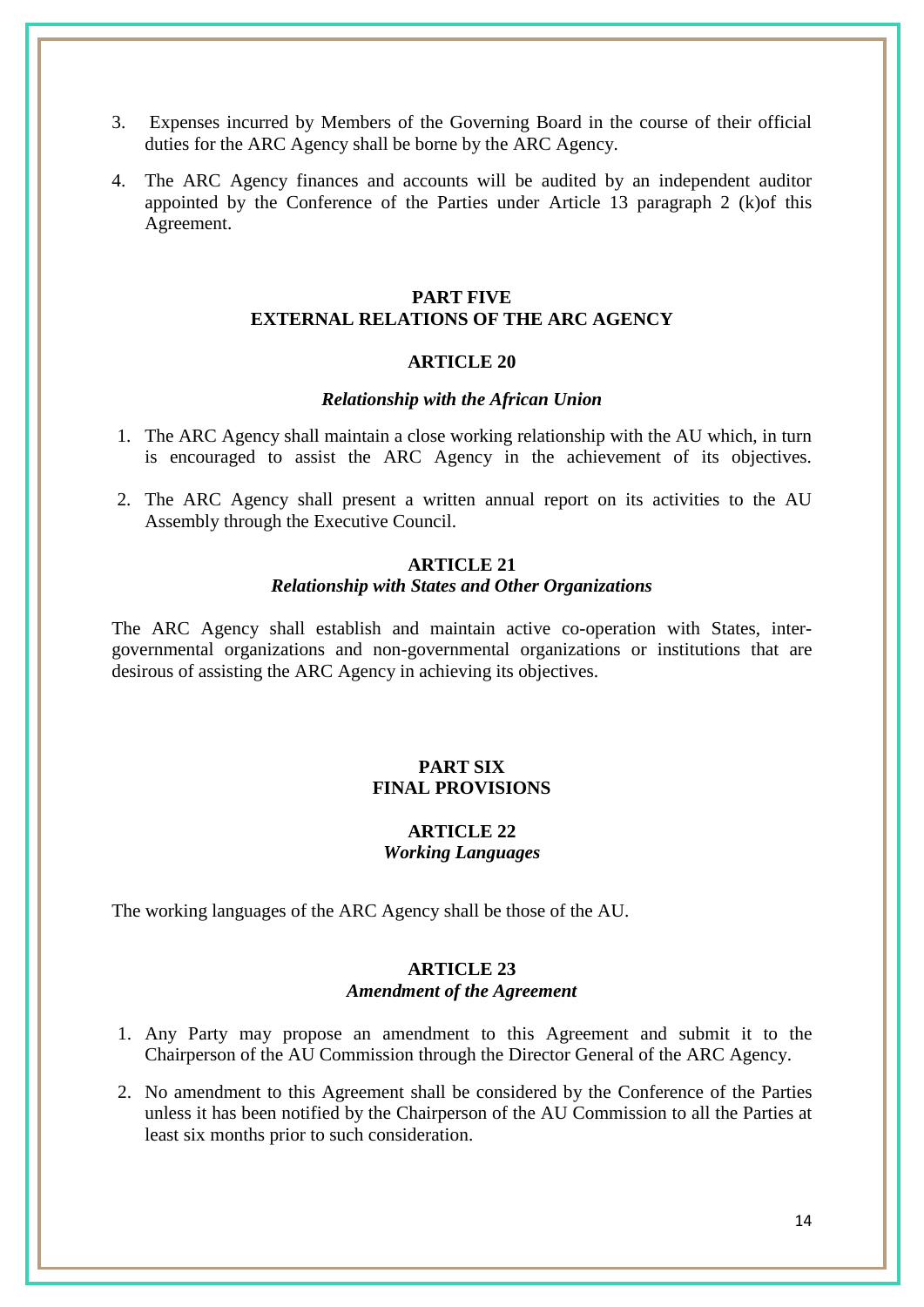3. Expenses incurred by Members of the Governing Board in the course of their official duties for the ARC Agency shall be borne by the ARC Agency.

4. The ARC Agency finances and accounts will be audited by an independent auditor appointed by the Conference of the Parties under Article 13 paragraph 2 (k)of this Agreement.

## PART FIVE
## EXTERNAL RELATIONS OF THE ARC AGENCY

### ARTICLE 20

***Relationship with the African Union***

1. The ARC Agency shall maintain a close working relationship with the AU which, in turn is encouraged to assist the ARC Agency in the achievement of its objectives.

2. The ARC Agency shall present a written annual report on its activities to the AU Assembly through the Executive Council.

### ARTICLE 21
***Relationship with States and Other Organizations***

The ARC Agency shall establish and maintain active co-operation with States, inter-governmental organizations and non-governmental organizations or institutions that are desirous of assisting the ARC Agency in achieving its objectives.

## PART SIX
## FINAL PROVISIONS

### ARTICLE 22
***Working Languages***

The working languages of the ARC Agency shall be those of the AU.

### ARTICLE 23
***Amendment of the Agreement***

1. Any Party may propose an amendment to this Agreement and submit it to the Chairperson of the AU Commission through the Director General of the ARC Agency.

2. No amendment to this Agreement shall be considered by the Conference of the Parties unless it has been notified by the Chairperson of the AU Commission to all the Parties at least six months prior to such consideration.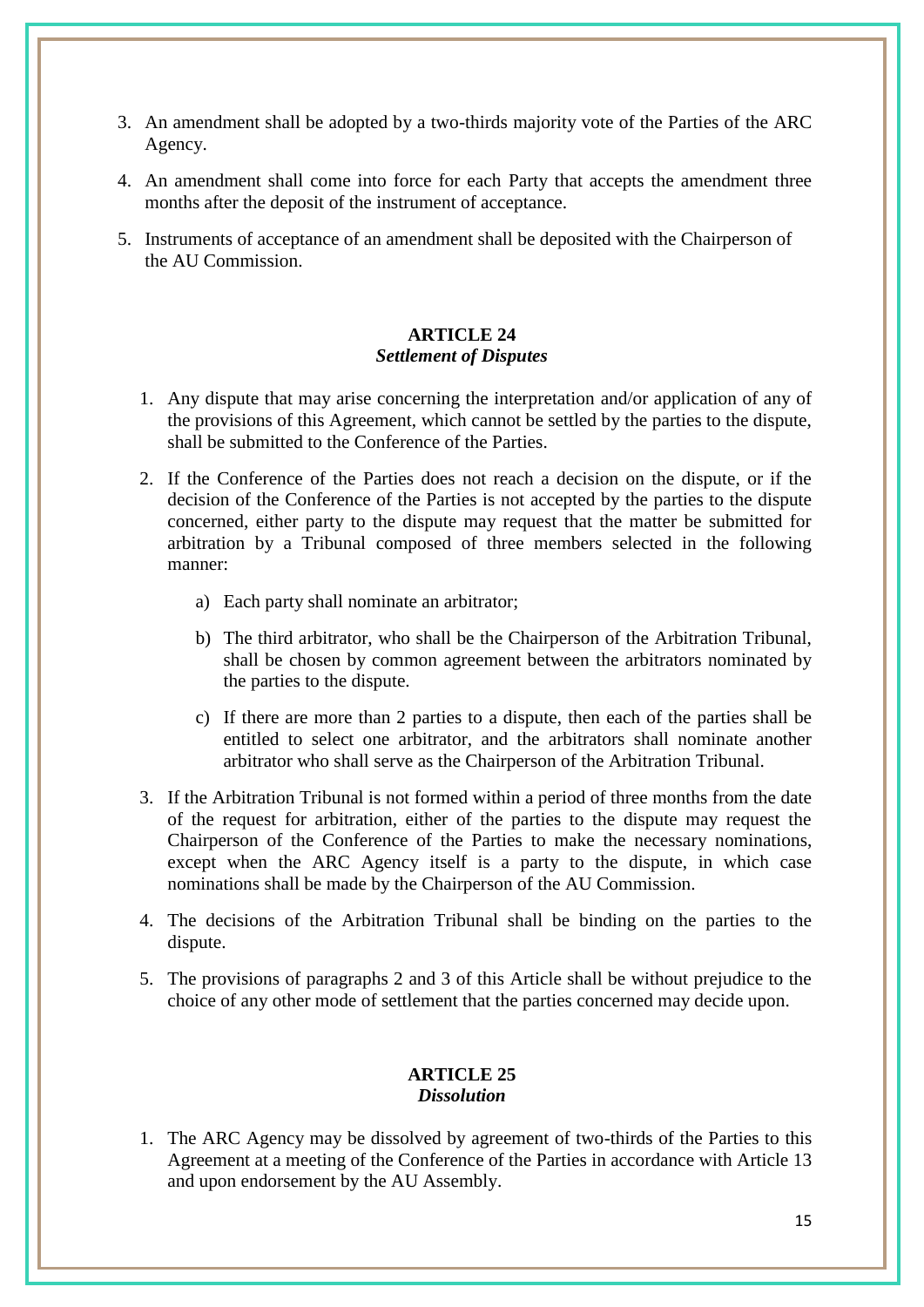3. An amendment shall be adopted by a two-thirds majority vote of the Parties of the ARC Agency.

4. An amendment shall come into force for each Party that accepts the amendment three months after the deposit of the instrument of acceptance.

5. Instruments of acceptance of an amendment shall be deposited with the Chairperson of the AU Commission.

### ARTICLE 24
### *Settlement of Disputes*

1. Any dispute that may arise concerning the interpretation and/or application of any of the provisions of this Agreement, which cannot be settled by the parties to the dispute, shall be submitted to the Conference of the Parties.

2. If the Conference of the Parties does not reach a decision on the dispute, or if the decision of the Conference of the Parties is not accepted by the parties to the dispute concerned, either party to the dispute may request that the matter be submitted for arbitration by a Tribunal composed of three members selected in the following manner:

   a) Each party shall nominate an arbitrator;

   b) The third arbitrator, who shall be the Chairperson of the Arbitration Tribunal, shall be chosen by common agreement between the arbitrators nominated by the parties to the dispute.

   c) If there are more than 2 parties to a dispute, then each of the parties shall be entitled to select one arbitrator, and the arbitrators shall nominate another arbitrator who shall serve as the Chairperson of the Arbitration Tribunal.

3. If the Arbitration Tribunal is not formed within a period of three months from the date of the request for arbitration, either of the parties to the dispute may request the Chairperson of the Conference of the Parties to make the necessary nominations, except when the ARC Agency itself is a party to the dispute, in which case nominations shall be made by the Chairperson of the AU Commission.

4. The decisions of the Arbitration Tribunal shall be binding on the parties to the dispute.

5. The provisions of paragraphs 2 and 3 of this Article shall be without prejudice to the choice of any other mode of settlement that the parties concerned may decide upon.

### ARTICLE 25
### *Dissolution*

1. The ARC Agency may be dissolved by agreement of two-thirds of the Parties to this Agreement at a meeting of the Conference of the Parties in accordance with Article 13 and upon endorsement by the AU Assembly.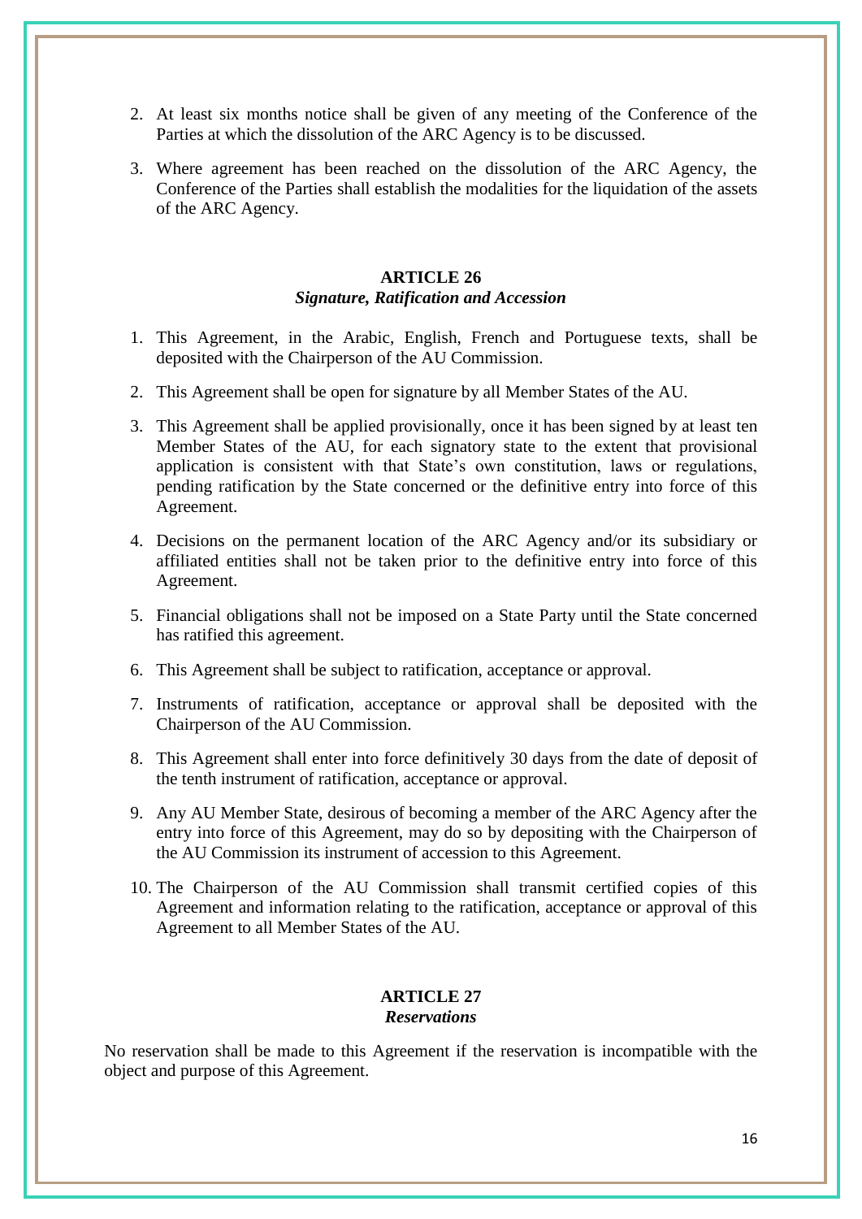2. At least six months notice shall be given of any meeting of the Conference of the Parties at which the dissolution of the ARC Agency is to be discussed.

3. Where agreement has been reached on the dissolution of the ARC Agency, the Conference of the Parties shall establish the modalities for the liquidation of the assets of the ARC Agency.

## ARTICLE 26
### *Signature, Ratification and Accession*

1. This Agreement, in the Arabic, English, French and Portuguese texts, shall be deposited with the Chairperson of the AU Commission.

2. This Agreement shall be open for signature by all Member States of the AU.

3. This Agreement shall be applied provisionally, once it has been signed by at least ten Member States of the AU, for each signatory state to the extent that provisional application is consistent with that State's own constitution, laws or regulations, pending ratification by the State concerned or the definitive entry into force of this Agreement.

4. Decisions on the permanent location of the ARC Agency and/or its subsidiary or affiliated entities shall not be taken prior to the definitive entry into force of this Agreement.

5. Financial obligations shall not be imposed on a State Party until the State concerned has ratified this agreement.

6. This Agreement shall be subject to ratification, acceptance or approval.

7. Instruments of ratification, acceptance or approval shall be deposited with the Chairperson of the AU Commission.

8. This Agreement shall enter into force definitively 30 days from the date of deposit of the tenth instrument of ratification, acceptance or approval.

9. Any AU Member State, desirous of becoming a member of the ARC Agency after the entry into force of this Agreement, may do so by depositing with the Chairperson of the AU Commission its instrument of accession to this Agreement.

10. The Chairperson of the AU Commission shall transmit certified copies of this Agreement and information relating to the ratification, acceptance or approval of this Agreement to all Member States of the AU.

## ARTICLE 27
### *Reservations*

No reservation shall be made to this Agreement if the reservation is incompatible with the object and purpose of this Agreement.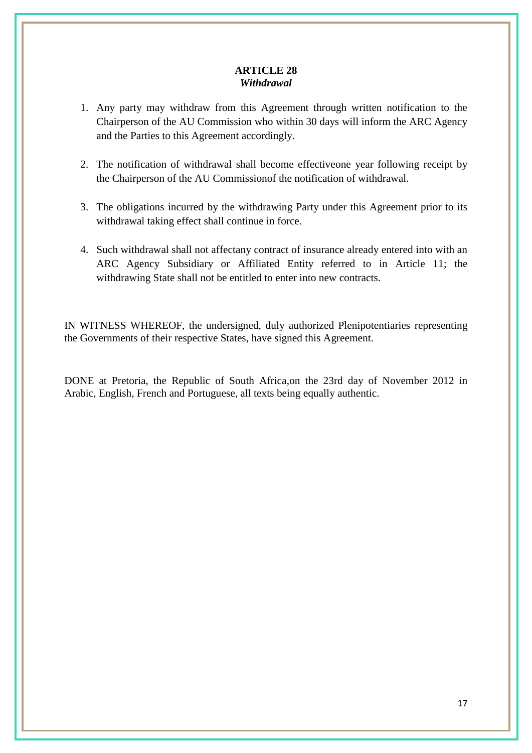## ARTICLE 28
### *Withdrawal*

1. Any party may withdraw from this Agreement through written notification to the Chairperson of the AU Commission who within 30 days will inform the ARC Agency and the Parties to this Agreement accordingly.

2. The notification of withdrawal shall become effectiveone year following receipt by the Chairperson of the AU Commissionof the notification of withdrawal.

3. The obligations incurred by the withdrawing Party under this Agreement prior to its withdrawal taking effect shall continue in force.

4. Such withdrawal shall not affectany contract of insurance already entered into with an ARC Agency Subsidiary or Affiliated Entity referred to in Article 11; the withdrawing State shall not be entitled to enter into new contracts.

IN WITNESS WHEREOF, the undersigned, duly authorized Plenipotentiaries representing the Governments of their respective States, have signed this Agreement.

DONE at Pretoria, the Republic of South Africa,on the 23rd day of November 2012 in Arabic, English, French and Portuguese, all texts being equally authentic.